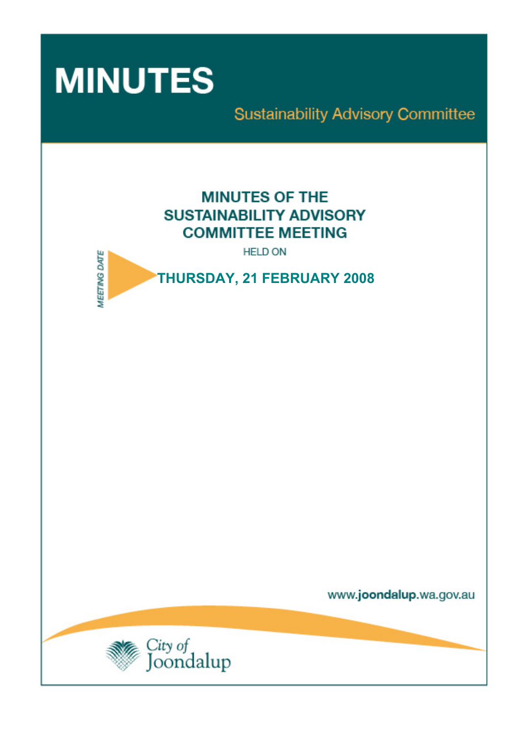# MINUTES

Sustainability Advisory Committee

## MINUTES OF THE SUSTAINABILITY ADVISORY COMMITTEE MEETING

HELD ON

MEETING DATE

**THURSDAY, 21 FEBRUARY 2008**

www.joondalup.wa.gov.au

City of Joondalup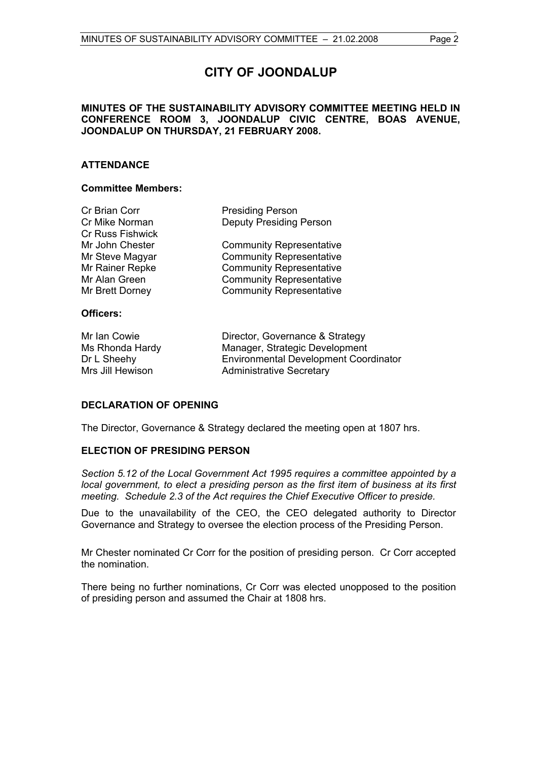# CITY OF JOONDALUP

**MINUTES OF THE SUSTAINABILITY ADVISORY COMMITTEE MEETING HELD IN CONFERENCE ROOM 3, JOONDALUP CIVIC CENTRE, BOAS AVENUE, JOONDALUP ON THURSDAY, 21 FEBRUARY 2008.**

## ATTENDANCE

### Committee Members:

| | |
|---|---|
| Cr Brian Corr | Presiding Person |
| Cr Mike Norman | Deputy Presiding Person |
| Cr Russ Fishwick | |
| Mr John Chester | Community Representative |
| Mr Steve Magyar | Community Representative |
| Mr Rainer Repke | Community Representative |
| Mr Alan Green | Community Representative |
| Mr Brett Dorney | Community Representative |

### Officers:

| | |
|---|---|
| Mr Ian Cowie | Director, Governance & Strategy |
| Ms Rhonda Hardy | Manager, Strategic Development |
| Dr L Sheehy | Environmental Development Coordinator |
| Mrs Jill Hewison | Administrative Secretary |

## DECLARATION OF OPENING

The Director, Governance & Strategy declared the meeting open at 1807 hrs.

## ELECTION OF PRESIDING PERSON

*Section 5.12 of the Local Government Act 1995 requires a committee appointed by a local government, to elect a presiding person as the first item of business at its first meeting. Schedule 2.3 of the Act requires the Chief Executive Officer to preside.*

Due to the unavailability of the CEO, the CEO delegated authority to Director Governance and Strategy to oversee the election process of the Presiding Person.

Mr Chester nominated Cr Corr for the position of presiding person. Cr Corr accepted the nomination.

There being no further nominations, Cr Corr was elected unopposed to the position of presiding person and assumed the Chair at 1808 hrs.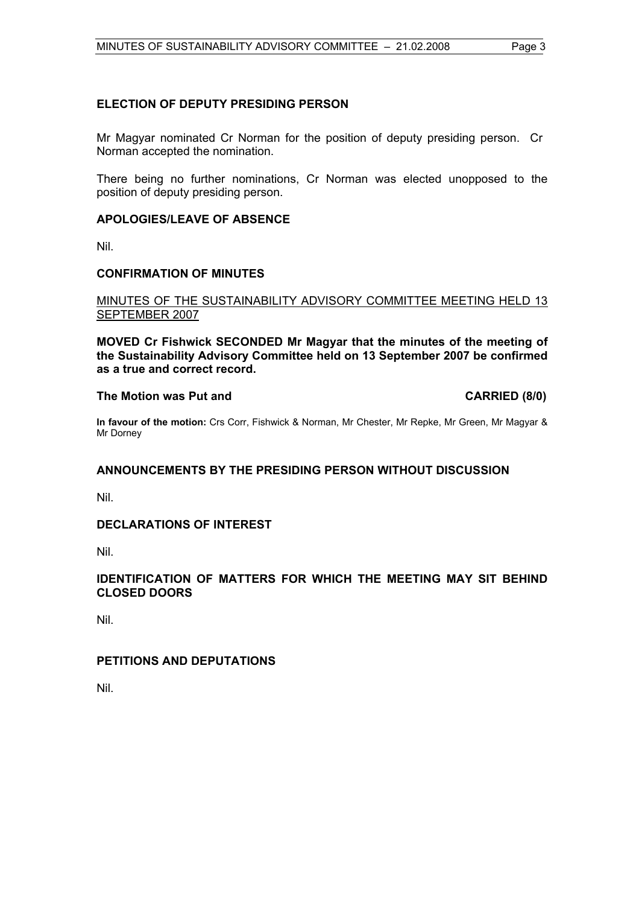## ELECTION OF DEPUTY PRESIDING PERSON

Mr Magyar nominated Cr Norman for the position of deputy presiding person. Cr Norman accepted the nomination.

There being no further nominations, Cr Norman was elected unopposed to the position of deputy presiding person.

## APOLOGIES/LEAVE OF ABSENCE

Nil.

## CONFIRMATION OF MINUTES

MINUTES OF THE SUSTAINABILITY ADVISORY COMMITTEE MEETING HELD 13 SEPTEMBER 2007

**MOVED Cr Fishwick SECONDED Mr Magyar that the minutes of the meeting of the Sustainability Advisory Committee held on 13 September 2007 be confirmed as a true and correct record.**

**The Motion was Put and CARRIED (8/0)**

**In favour of the motion:** Crs Corr, Fishwick & Norman, Mr Chester, Mr Repke, Mr Green, Mr Magyar & Mr Dorney

## ANNOUNCEMENTS BY THE PRESIDING PERSON WITHOUT DISCUSSION

Nil.

## DECLARATIONS OF INTEREST

Nil.

## IDENTIFICATION OF MATTERS FOR WHICH THE MEETING MAY SIT BEHIND CLOSED DOORS

Nil.

## PETITIONS AND DEPUTATIONS

Nil.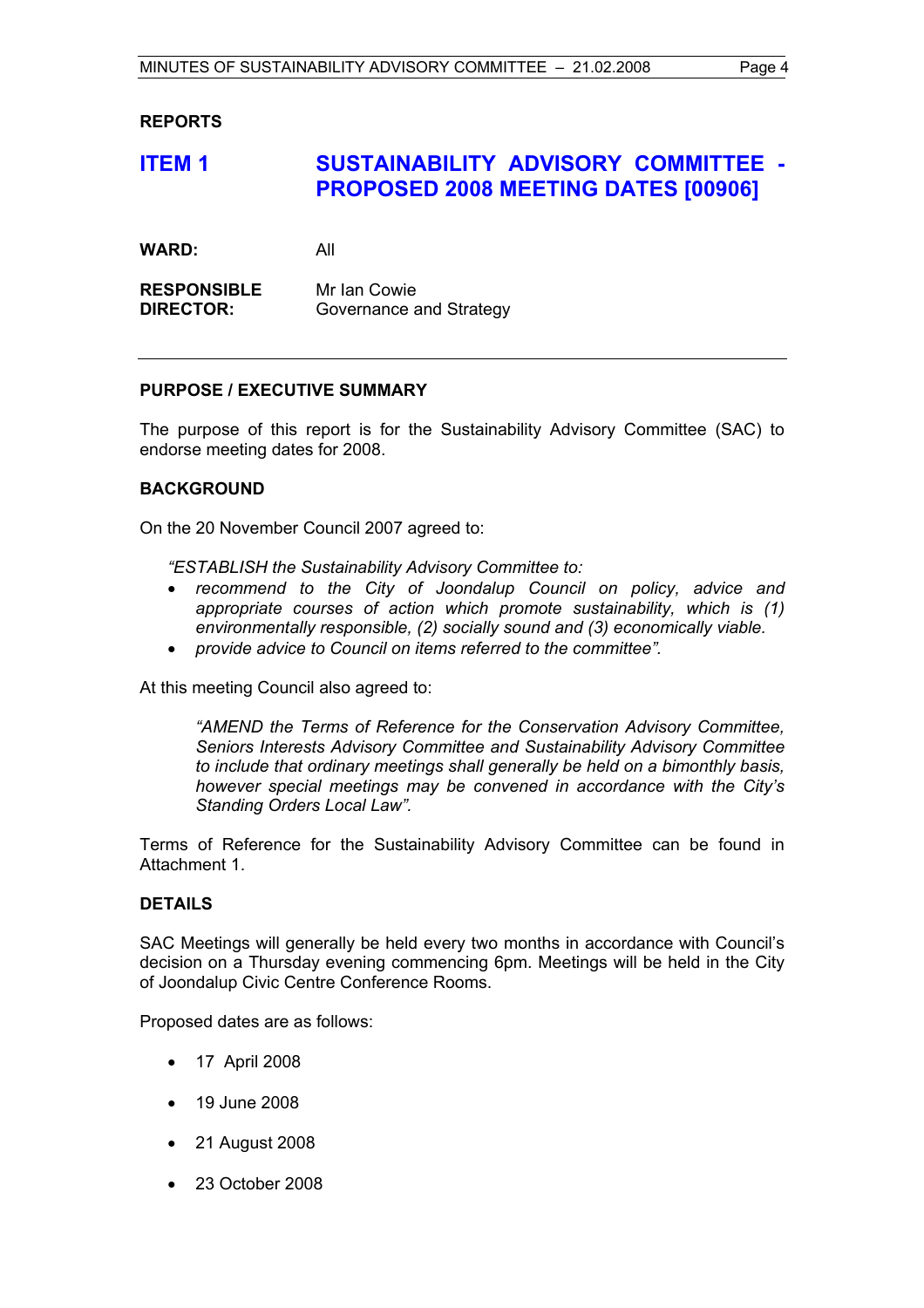**REPORTS**

## ITEM 1 SUSTAINABILITY ADVISORY COMMITTEE - PROPOSED 2008 MEETING DATES [00906]

**WARD:** All

**RESPONSIBLE DIRECTOR:** Mr Ian Cowie
Governance and Strategy

---

**PURPOSE / EXECUTIVE SUMMARY**

The purpose of this report is for the Sustainability Advisory Committee (SAC) to endorse meeting dates for 2008.

**BACKGROUND**

On the 20 November Council 2007 agreed to:

*"ESTABLISH the Sustainability Advisory Committee to:*

- *recommend to the City of Joondalup Council on policy, advice and appropriate courses of action which promote sustainability, which is (1) environmentally responsible, (2) socially sound and (3) economically viable.*
- *provide advice to Council on items referred to the committee".*

At this meeting Council also agreed to:

> *"AMEND the Terms of Reference for the Conservation Advisory Committee, Seniors Interests Advisory Committee and Sustainability Advisory Committee to include that ordinary meetings shall generally be held on a bimonthly basis, however special meetings may be convened in accordance with the City's Standing Orders Local Law".*

Terms of Reference for the Sustainability Advisory Committee can be found in Attachment 1.

**DETAILS**

SAC Meetings will generally be held every two months in accordance with Council's decision on a Thursday evening commencing 6pm. Meetings will be held in the City of Joondalup Civic Centre Conference Rooms.

Proposed dates are as follows:

- 17 April 2008
- 19 June 2008
- 21 August 2008
- 23 October 2008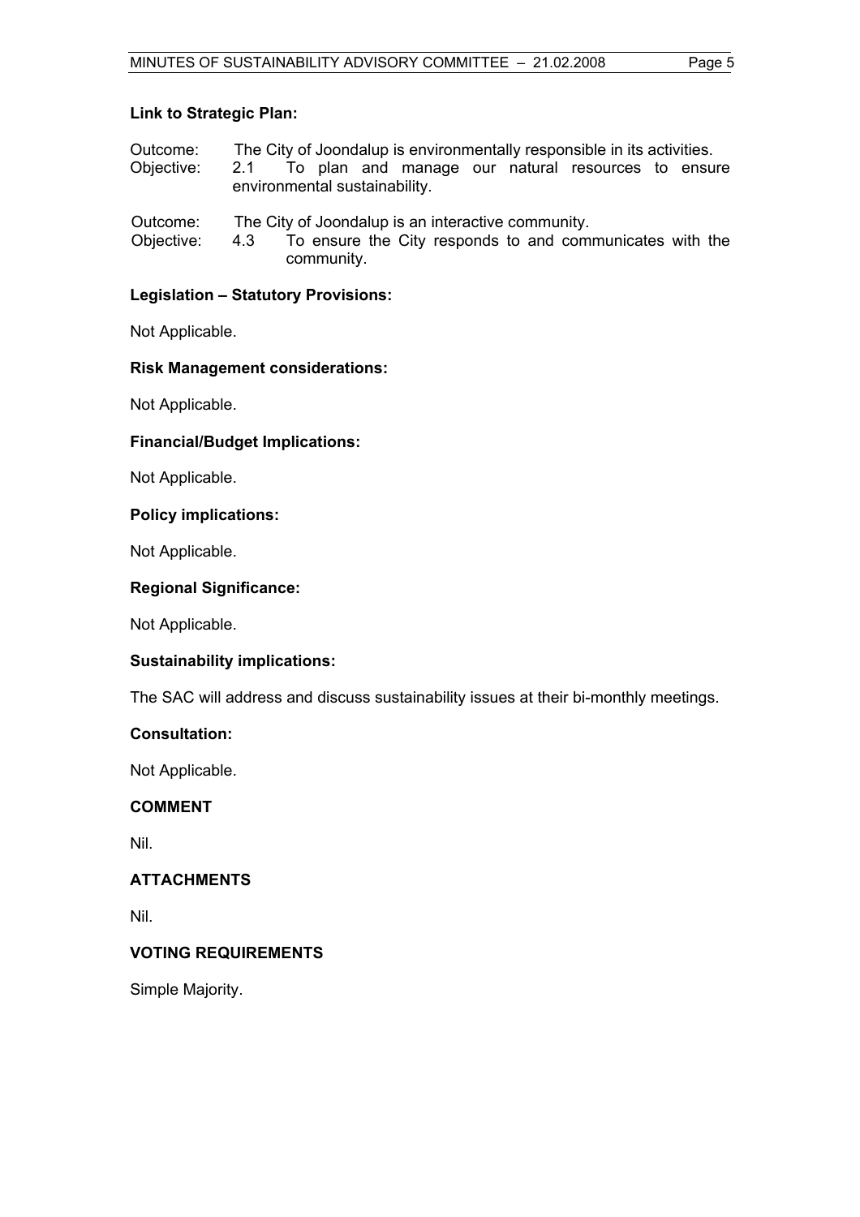**Link to Strategic Plan:**

Outcome: The City of Joondalup is environmentally responsible in its activities.
Objective: 2.1 To plan and manage our natural resources to ensure environmental sustainability.

Outcome: The City of Joondalup is an interactive community.
Objective: 4.3 To ensure the City responds to and communicates with the community.

**Legislation – Statutory Provisions:**

Not Applicable.

**Risk Management considerations:**

Not Applicable.

**Financial/Budget Implications:**

Not Applicable.

**Policy implications:**

Not Applicable.

**Regional Significance:**

Not Applicable.

**Sustainability implications:**

The SAC will address and discuss sustainability issues at their bi-monthly meetings.

**Consultation:**

Not Applicable.

**COMMENT**

Nil.

**ATTACHMENTS**

Nil.

**VOTING REQUIREMENTS**

Simple Majority.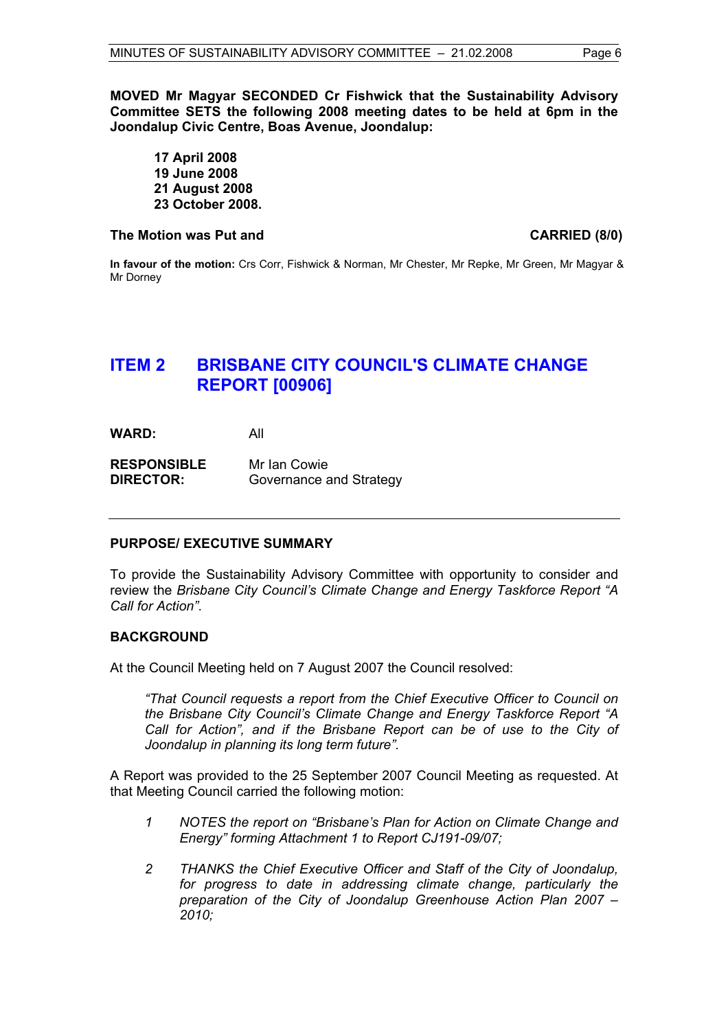**MOVED Mr Magyar SECONDED Cr Fishwick that the Sustainability Advisory Committee SETS the following 2008 meeting dates to be held at 6pm in the Joondalup Civic Centre, Boas Avenue, Joondalup:**

**17 April 2008**
**19 June 2008**
**21 August 2008**
**23 October 2008.**

**The Motion was Put and** **CARRIED (8/0)**

**In favour of the motion:** Crs Corr, Fishwick & Norman, Mr Chester, Mr Repke, Mr Green, Mr Magyar & Mr Dorney

## ITEM 2 BRISBANE CITY COUNCIL'S CLIMATE CHANGE REPORT [00906]

**WARD:** All

**RESPONSIBLE DIRECTOR:** Mr Ian Cowie
Governance and Strategy

### PURPOSE/ EXECUTIVE SUMMARY

To provide the Sustainability Advisory Committee with opportunity to consider and review the *Brisbane City Council's Climate Change and Energy Taskforce Report "A Call for Action"*.

### BACKGROUND

At the Council Meeting held on 7 August 2007 the Council resolved:

> *"That Council requests a report from the Chief Executive Officer to Council on the Brisbane City Council's Climate Change and Energy Taskforce Report "A Call for Action", and if the Brisbane Report can be of use to the City of Joondalup in planning its long term future".*

A Report was provided to the 25 September 2007 Council Meeting as requested. At that Meeting Council carried the following motion:

1. *NOTES the report on "Brisbane's Plan for Action on Climate Change and Energy" forming Attachment 1 to Report CJ191-09/07;*
2. *THANKS the Chief Executive Officer and Staff of the City of Joondalup, for progress to date in addressing climate change, particularly the preparation of the City of Joondalup Greenhouse Action Plan 2007 – 2010;*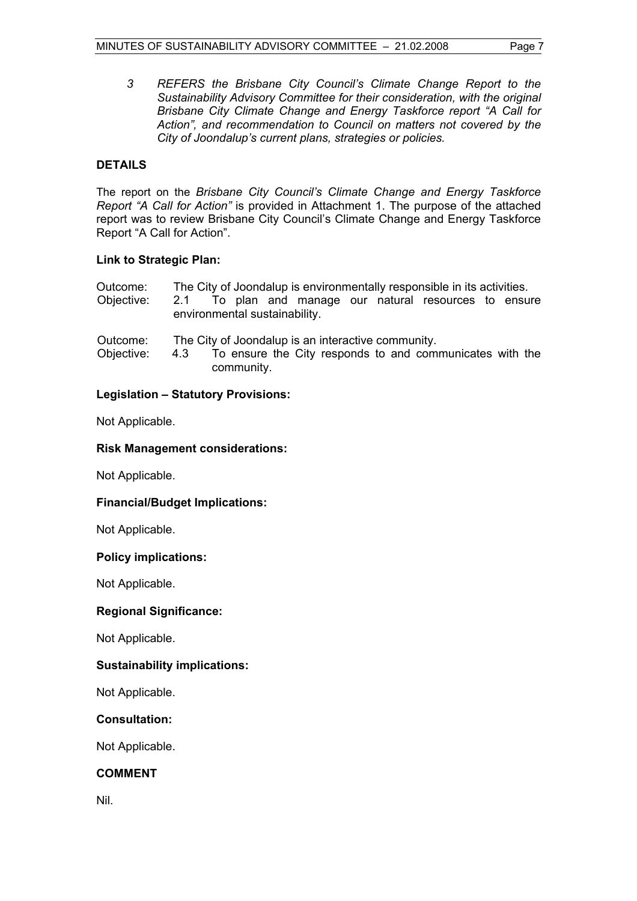*3 REFERS the Brisbane City Council's Climate Change Report to the Sustainability Advisory Committee for their consideration, with the original Brisbane City Climate Change and Energy Taskforce report "A Call for Action", and recommendation to Council on matters not covered by the City of Joondalup's current plans, strategies or policies.*

## DETAILS

The report on the *Brisbane City Council's Climate Change and Energy Taskforce Report "A Call for Action"* is provided in Attachment 1. The purpose of the attached report was to review Brisbane City Council's Climate Change and Energy Taskforce Report "A Call for Action".

### Link to Strategic Plan:

Outcome: The City of Joondalup is environmentally responsible in its activities.
Objective: 2.1 To plan and manage our natural resources to ensure environmental sustainability.

Outcome: The City of Joondalup is an interactive community.
Objective: 4.3 To ensure the City responds to and communicates with the community.

### Legislation – Statutory Provisions:

Not Applicable.

### Risk Management considerations:

Not Applicable.

### Financial/Budget Implications:

Not Applicable.

### Policy implications:

Not Applicable.

### Regional Significance:

Not Applicable.

### Sustainability implications:

Not Applicable.

### Consultation:

Not Applicable.

## COMMENT

Nil.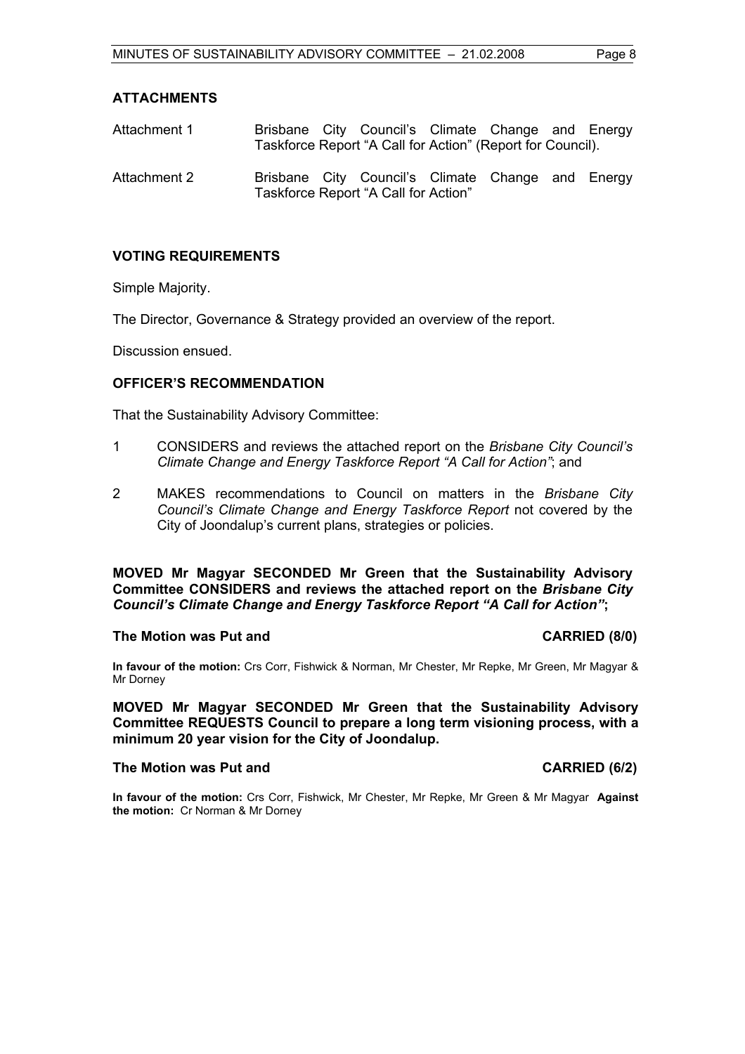## ATTACHMENTS

| | |
|---|---|
| Attachment 1 | Brisbane City Council's Climate Change and Energy Taskforce Report "A Call for Action" (Report for Council). |
| Attachment 2 | Brisbane City Council's Climate Change and Energy Taskforce Report "A Call for Action" |

## VOTING REQUIREMENTS

Simple Majority.

The Director, Governance & Strategy provided an overview of the report.

Discussion ensued.

## OFFICER'S RECOMMENDATION

That the Sustainability Advisory Committee:

1. CONSIDERS and reviews the attached report on the *Brisbane City Council's Climate Change and Energy Taskforce Report "A Call for Action"*; and
2. MAKES recommendations to Council on matters in the *Brisbane City Council's Climate Change and Energy Taskforce Report* not covered by the City of Joondalup's current plans, strategies or policies.

**MOVED Mr Magyar SECONDED Mr Green that the Sustainability Advisory Committee CONSIDERS and reviews the attached report on the *Brisbane City Council's Climate Change and Energy Taskforce Report "A Call for Action"*;**

**The Motion was Put and CARRIED (8/0)**

**In favour of the motion:** Crs Corr, Fishwick & Norman, Mr Chester, Mr Repke, Mr Green, Mr Magyar & Mr Dorney

**MOVED Mr Magyar SECONDED Mr Green that the Sustainability Advisory Committee REQUESTS Council to prepare a long term visioning process, with a minimum 20 year vision for the City of Joondalup.**

**The Motion was Put and CARRIED (6/2)**

**In favour of the motion:** Crs Corr, Fishwick, Mr Chester, Mr Repke, Mr Green & Mr Magyar **Against the motion:** Cr Norman & Mr Dorney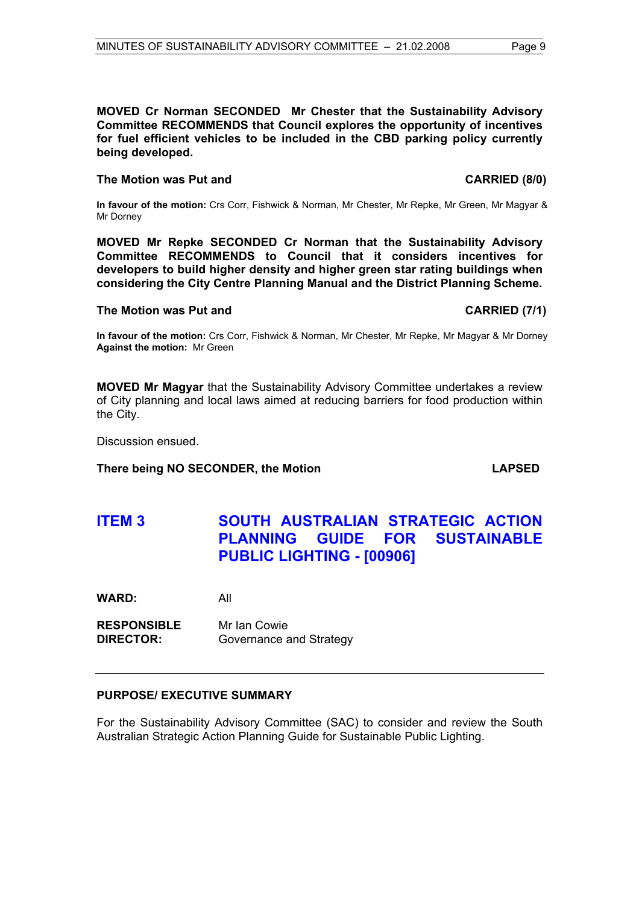**MOVED Cr Norman SECONDED Mr Chester that the Sustainability Advisory Committee RECOMMENDS that Council explores the opportunity of incentives for fuel efficient vehicles to be included in the CBD parking policy currently being developed.**

**The Motion was Put and CARRIED (8/0)**

**In favour of the motion:** Crs Corr, Fishwick & Norman, Mr Chester, Mr Repke, Mr Green, Mr Magyar & Mr Dorney

**MOVED Mr Repke SECONDED Cr Norman that the Sustainability Advisory Committee RECOMMENDS to Council that it considers incentives for developers to build higher density and higher green star rating buildings when considering the City Centre Planning Manual and the District Planning Scheme.**

**The Motion was Put and CARRIED (7/1)**

**In favour of the motion:** Crs Corr, Fishwick & Norman, Mr Chester, Mr Repke, Mr Magyar & Mr Dorney
**Against the motion:** Mr Green

**MOVED Mr Magyar** that the Sustainability Advisory Committee undertakes a review of City planning and local laws aimed at reducing barriers for food production within the City.

Discussion ensued.

**There being NO SECONDER, the Motion LAPSED**

## ITEM 3 SOUTH AUSTRALIAN STRATEGIC ACTION PLANNING GUIDE FOR SUSTAINABLE PUBLIC LIGHTING - [00906]

**WARD:** All

**RESPONSIBLE DIRECTOR:** Mr Ian Cowie
Governance and Strategy

---

### PURPOSE/ EXECUTIVE SUMMARY

For the Sustainability Advisory Committee (SAC) to consider and review the South Australian Strategic Action Planning Guide for Sustainable Public Lighting.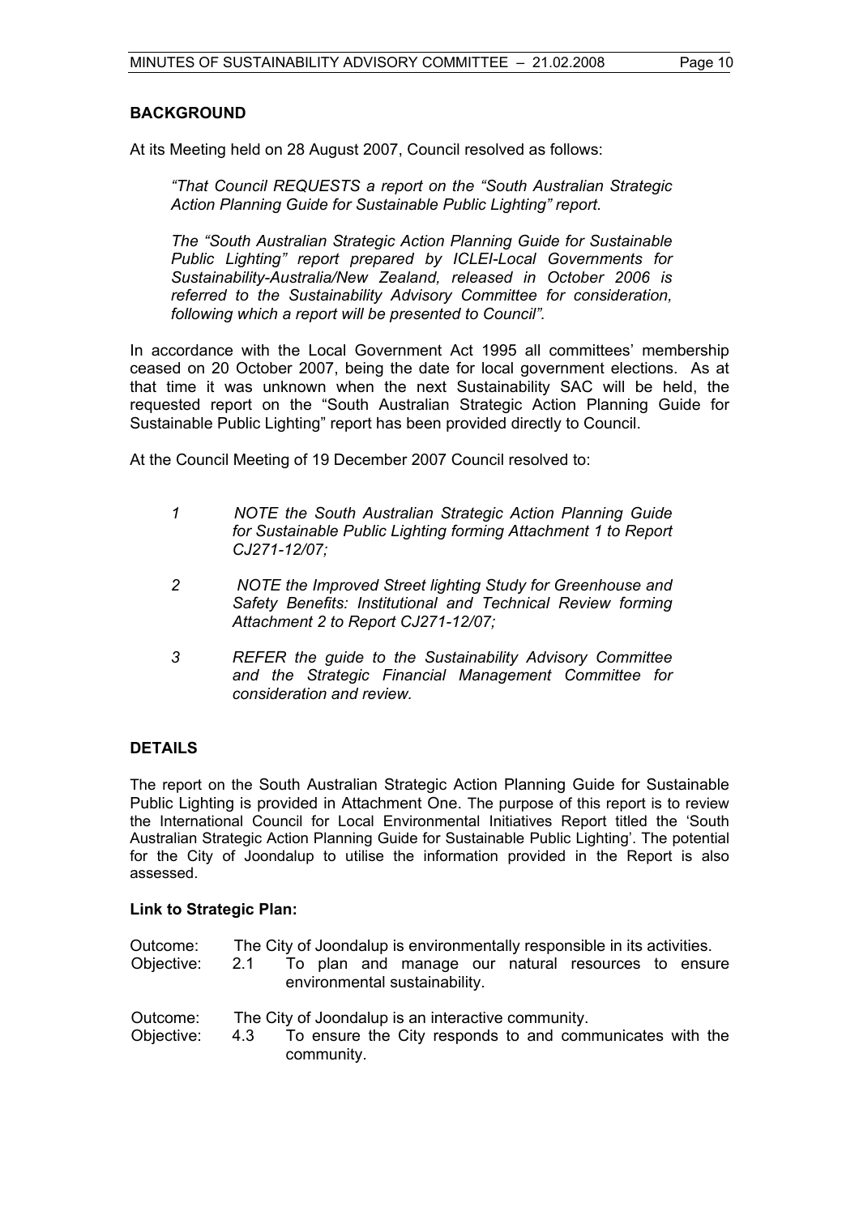## BACKGROUND

At its Meeting held on 28 August 2007, Council resolved as follows:

> *"That Council REQUESTS a report on the "South Australian Strategic Action Planning Guide for Sustainable Public Lighting" report.*
>
> *The "South Australian Strategic Action Planning Guide for Sustainable Public Lighting" report prepared by ICLEI-Local Governments for Sustainability-Australia/New Zealand, released in October 2006 is referred to the Sustainability Advisory Committee for consideration, following which a report will be presented to Council".*

In accordance with the Local Government Act 1995 all committees' membership ceased on 20 October 2007, being the date for local government elections. As at that time it was unknown when the next Sustainability SAC will be held, the requested report on the "South Australian Strategic Action Planning Guide for Sustainable Public Lighting" report has been provided directly to Council.

At the Council Meeting of 19 December 2007 Council resolved to:

> *1 NOTE the South Australian Strategic Action Planning Guide for Sustainable Public Lighting forming Attachment 1 to Report CJ271-12/07;*
>
> *2 NOTE the Improved Street lighting Study for Greenhouse and Safety Benefits: Institutional and Technical Review forming Attachment 2 to Report CJ271-12/07;*
>
> *3 REFER the guide to the Sustainability Advisory Committee and the Strategic Financial Management Committee for consideration and review.*

## DETAILS

The report on the South Australian Strategic Action Planning Guide for Sustainable Public Lighting is provided in Attachment One. The purpose of this report is to review the International Council for Local Environmental Initiatives Report titled the 'South Australian Strategic Action Planning Guide for Sustainable Public Lighting'. The potential for the City of Joondalup to utilise the information provided in the Report is also assessed.

**Link to Strategic Plan:**

Outcome: The City of Joondalup is environmentally responsible in its activities.
Objective: 2.1 To plan and manage our natural resources to ensure environmental sustainability.

Outcome: The City of Joondalup is an interactive community.
Objective: 4.3 To ensure the City responds to and communicates with the community.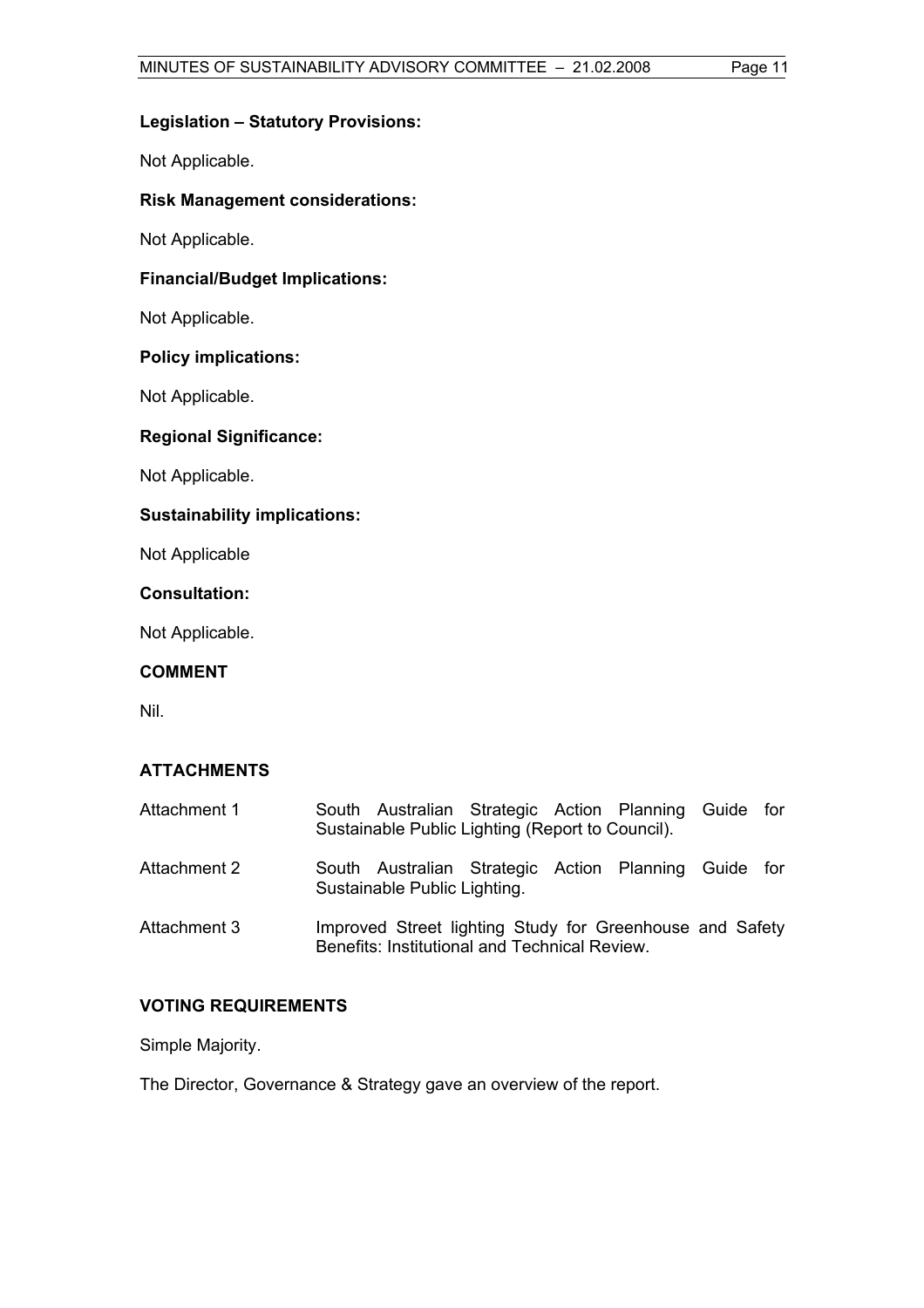**Legislation – Statutory Provisions:**

Not Applicable.

**Risk Management considerations:**

Not Applicable.

**Financial/Budget Implications:**

Not Applicable.

**Policy implications:**

Not Applicable.

**Regional Significance:**

Not Applicable.

**Sustainability implications:**

Not Applicable

**Consultation:**

Not Applicable.

**COMMENT**

Nil.

**ATTACHMENTS**

| | |
|---|---|
| Attachment 1 | South Australian Strategic Action Planning Guide for Sustainable Public Lighting (Report to Council). |
| Attachment 2 | South Australian Strategic Action Planning Guide for Sustainable Public Lighting. |
| Attachment 3 | Improved Street lighting Study for Greenhouse and Safety Benefits: Institutional and Technical Review. |

**VOTING REQUIREMENTS**

Simple Majority.

The Director, Governance & Strategy gave an overview of the report.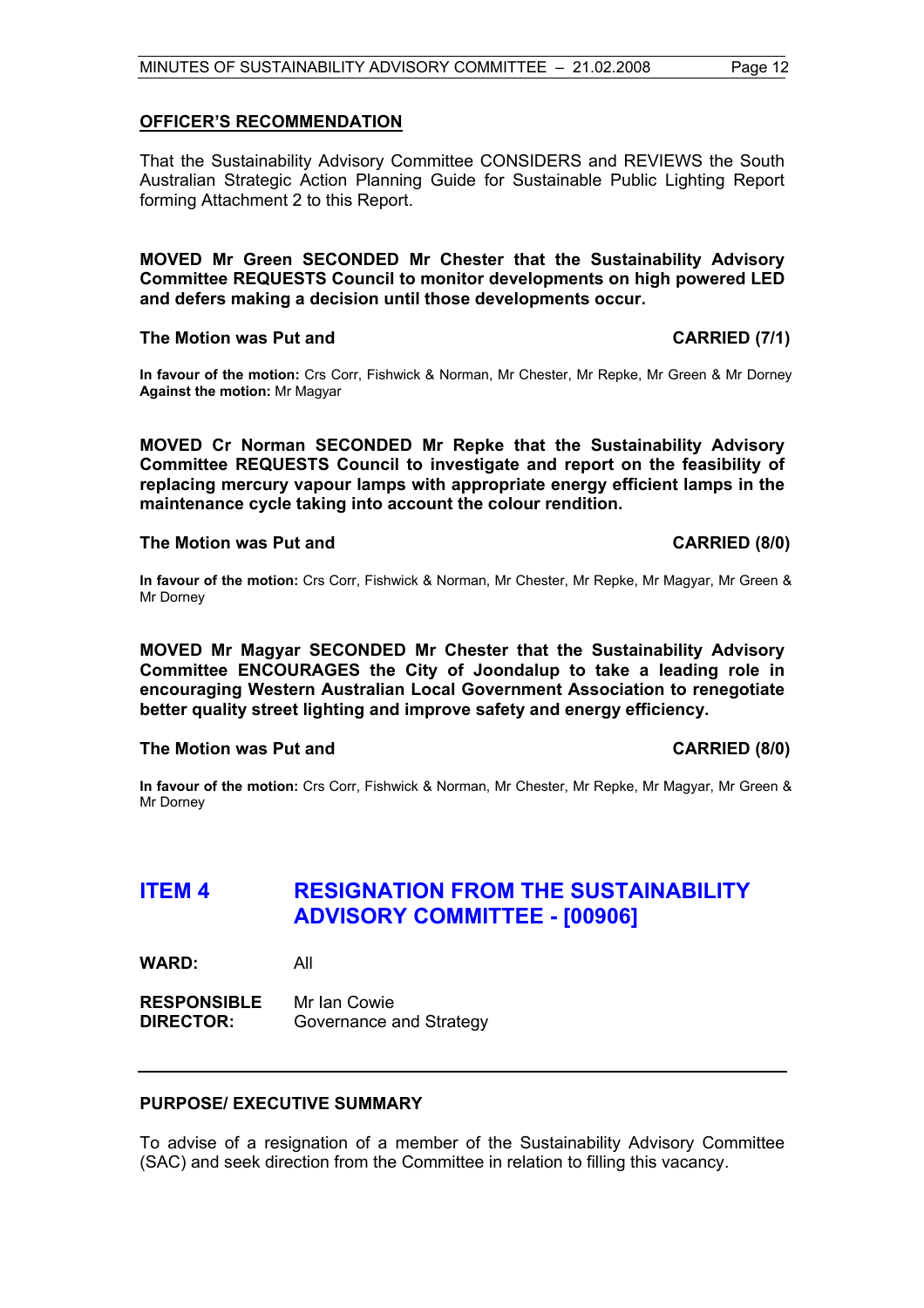## OFFICER'S RECOMMENDATION

That the Sustainability Advisory Committee CONSIDERS and REVIEWS the South Australian Strategic Action Planning Guide for Sustainable Public Lighting Report forming Attachment 2 to this Report.

**MOVED Mr Green SECONDED Mr Chester that the Sustainability Advisory Committee REQUESTS Council to monitor developments on high powered LED and defers making a decision until those developments occur.**

**The Motion was Put and CARRIED (7/1)**

**In favour of the motion:** Crs Corr, Fishwick & Norman, Mr Chester, Mr Repke, Mr Green & Mr Dorney
**Against the motion:** Mr Magyar

**MOVED Cr Norman SECONDED Mr Repke that the Sustainability Advisory Committee REQUESTS Council to investigate and report on the feasibility of replacing mercury vapour lamps with appropriate energy efficient lamps in the maintenance cycle taking into account the colour rendition.**

**The Motion was Put and CARRIED (8/0)**

**In favour of the motion:** Crs Corr, Fishwick & Norman, Mr Chester, Mr Repke, Mr Magyar, Mr Green & Mr Dorney

**MOVED Mr Magyar SECONDED Mr Chester that the Sustainability Advisory Committee ENCOURAGES the City of Joondalup to take a leading role in encouraging Western Australian Local Government Association to renegotiate better quality street lighting and improve safety and energy efficiency.**

**The Motion was Put and CARRIED (8/0)**

**In favour of the motion:** Crs Corr, Fishwick & Norman, Mr Chester, Mr Repke, Mr Magyar, Mr Green & Mr Dorney

# ITEM 4 RESIGNATION FROM THE SUSTAINABILITY ADVISORY COMMITTEE - [00906]

**WARD:** All

**RESPONSIBLE DIRECTOR:** Mr Ian Cowie
Governance and Strategy

### PURPOSE/ EXECUTIVE SUMMARY

To advise of a resignation of a member of the Sustainability Advisory Committee (SAC) and seek direction from the Committee in relation to filling this vacancy.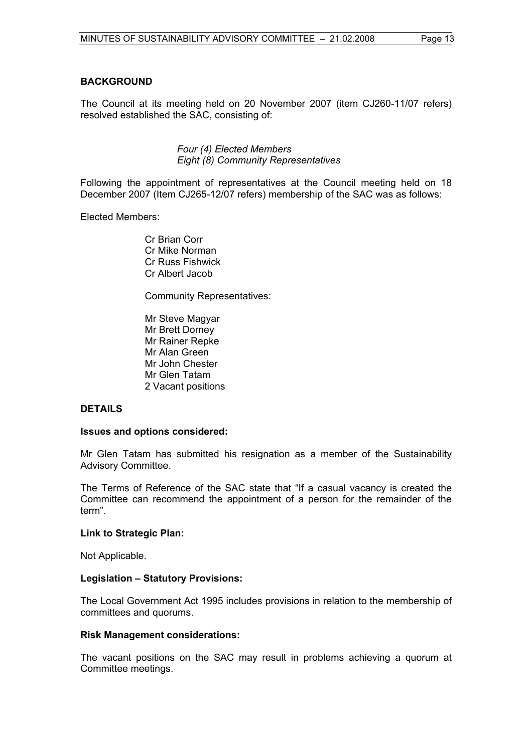## BACKGROUND

The Council at its meeting held on 20 November 2007 (item CJ260-11/07 refers) resolved established the SAC, consisting of:

*Four (4) Elected Members*
*Eight (8) Community Representatives*

Following the appointment of representatives at the Council meeting held on 18 December 2007 (Item CJ265-12/07 refers) membership of the SAC was as follows:

Elected Members:

Cr Brian Corr
Cr Mike Norman
Cr Russ Fishwick
Cr Albert Jacob

Community Representatives:

Mr Steve Magyar
Mr Brett Dorney
Mr Rainer Repke
Mr Alan Green
Mr John Chester
Mr Glen Tatam
2 Vacant positions

## DETAILS

### Issues and options considered:

Mr Glen Tatam has submitted his resignation as a member of the Sustainability Advisory Committee.

The Terms of Reference of the SAC state that "If a casual vacancy is created the Committee can recommend the appointment of a person for the remainder of the term".

### Link to Strategic Plan:

Not Applicable.

### Legislation – Statutory Provisions:

The Local Government Act 1995 includes provisions in relation to the membership of committees and quorums.

### Risk Management considerations:

The vacant positions on the SAC may result in problems achieving a quorum at Committee meetings.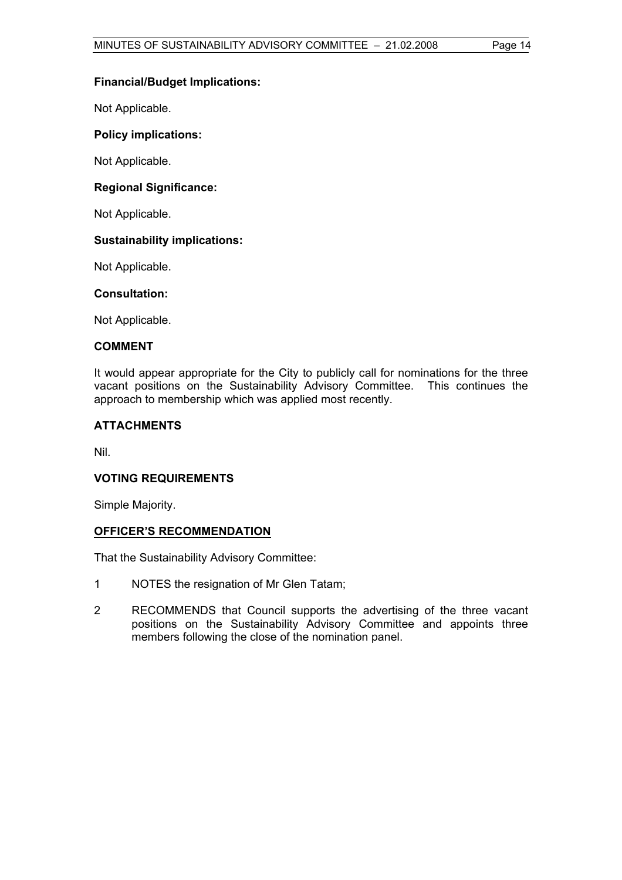**Financial/Budget Implications:**

Not Applicable.

**Policy implications:**

Not Applicable.

**Regional Significance:**

Not Applicable.

**Sustainability implications:**

Not Applicable.

**Consultation:**

Not Applicable.

## COMMENT

It would appear appropriate for the City to publicly call for nominations for the three vacant positions on the Sustainability Advisory Committee. This continues the approach to membership which was applied most recently.

## ATTACHMENTS

Nil.

## VOTING REQUIREMENTS

Simple Majority.

## OFFICER'S RECOMMENDATION

That the Sustainability Advisory Committee:

1 NOTES the resignation of Mr Glen Tatam;

2 RECOMMENDS that Council supports the advertising of the three vacant positions on the Sustainability Advisory Committee and appoints three members following the close of the nomination panel.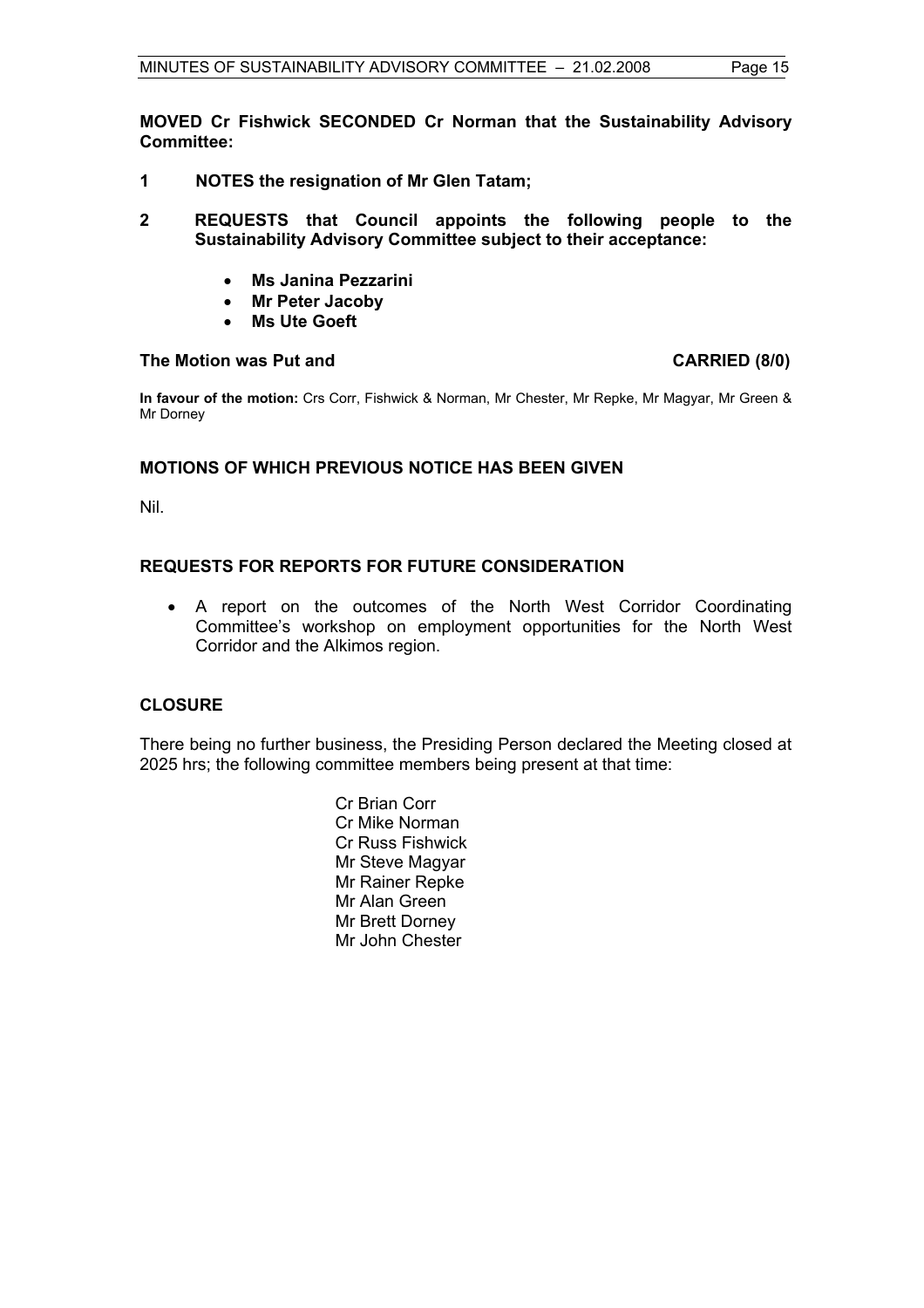**MOVED Cr Fishwick SECONDED Cr Norman that the Sustainability Advisory Committee:**

1. **NOTES the resignation of Mr Glen Tatam;**

2. **REQUESTS that Council appoints the following people to the Sustainability Advisory Committee subject to their acceptance:**

   - **Ms Janina Pezzarini**
   - **Mr Peter Jacoby**
   - **Ms Ute Goeft**

**The Motion was Put and CARRIED (8/0)**

**In favour of the motion:** Crs Corr, Fishwick & Norman, Mr Chester, Mr Repke, Mr Magyar, Mr Green & Mr Dorney

## MOTIONS OF WHICH PREVIOUS NOTICE HAS BEEN GIVEN

Nil.

## REQUESTS FOR REPORTS FOR FUTURE CONSIDERATION

- A report on the outcomes of the North West Corridor Coordinating Committee's workshop on employment opportunities for the North West Corridor and the Alkimos region.

## CLOSURE

There being no further business, the Presiding Person declared the Meeting closed at 2025 hrs; the following committee members being present at that time:

Cr Brian Corr
Cr Mike Norman
Cr Russ Fishwick
Mr Steve Magyar
Mr Rainer Repke
Mr Alan Green
Mr Brett Dorney
Mr John Chester